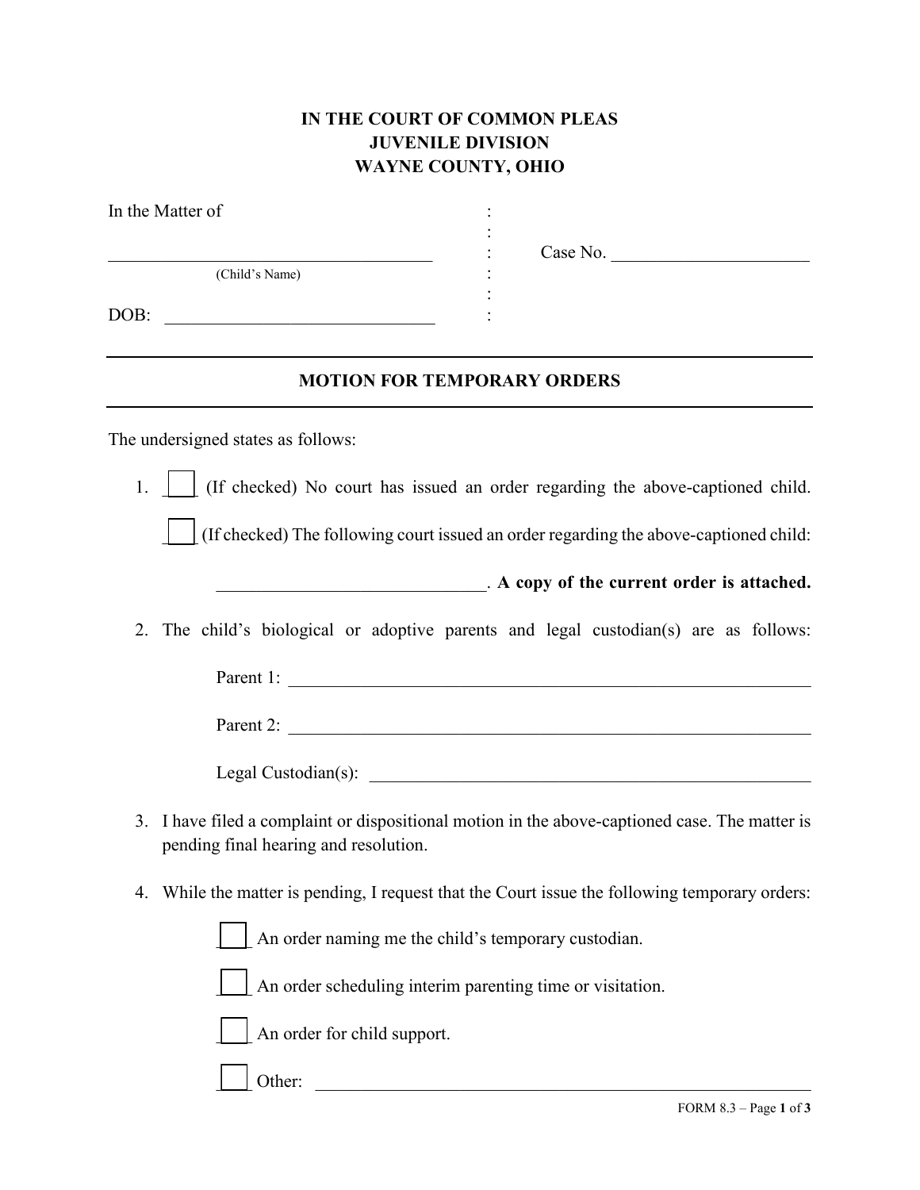**IN THE COURT OF COMMON PLEAS**
**JUVENILE DIVISION**
**WAYNE COUNTY, OHIO**

In the Matter of :
:
\_\_\_\_\_\_\_\_\_\_\_\_\_\_\_\_\_\_\_\_\_\_\_\_\_\_\_\_\_\_\_\_\_\_\_ : Case No. \_\_\_\_\_\_\_\_\_\_\_\_\_\_\_\_\_\_\_\_\_\_
(Child's Name) :
:
DOB: \_\_\_\_\_\_\_\_\_\_\_\_\_\_\_\_\_\_\_\_\_\_\_\_\_\_\_\_\_\_ :

---

## MOTION FOR TEMPORARY ORDERS

---

The undersigned states as follows:

1. ☐ (If checked) No court has issued an order regarding the above-captioned child.

   ☐ (If checked) The following court issued an order regarding the above-captioned child:

   \_\_\_\_\_\_\_\_\_\_\_\_\_\_\_\_\_\_\_\_\_\_\_\_\_\_\_\_\_\_. **A copy of the current order is attached.**

2. The child's biological or adoptive parents and legal custodian(s) are as follows:

   Parent 1: \_\_\_\_\_\_\_\_\_\_\_\_\_\_\_\_\_\_\_\_\_\_\_\_\_\_\_\_\_\_\_\_\_\_\_\_\_\_\_\_\_\_\_\_\_\_\_\_\_\_\_\_\_\_\_\_\_\_\_\_

   Parent 2: \_\_\_\_\_\_\_\_\_\_\_\_\_\_\_\_\_\_\_\_\_\_\_\_\_\_\_\_\_\_\_\_\_\_\_\_\_\_\_\_\_\_\_\_\_\_\_\_\_\_\_\_\_\_\_\_\_\_\_\_

   Legal Custodian(s): \_\_\_\_\_\_\_\_\_\_\_\_\_\_\_\_\_\_\_\_\_\_\_\_\_\_\_\_\_\_\_\_\_\_\_\_\_\_\_\_\_\_\_\_\_\_\_\_\_\_\_

3. I have filed a complaint or dispositional motion in the above-captioned case. The matter is pending final hearing and resolution.

4. While the matter is pending, I request that the Court issue the following temporary orders:

   ☐ An order naming me the child's temporary custodian.

   ☐ An order scheduling interim parenting time or visitation.

   ☐ An order for child support.

   ☐ Other: \_\_\_\_\_\_\_\_\_\_\_\_\_\_\_\_\_\_\_\_\_\_\_\_\_\_\_\_\_\_\_\_\_\_\_\_\_\_\_\_\_\_\_\_\_\_\_\_\_\_\_\_\_\_\_\_\_\_\_\_

FORM 8.3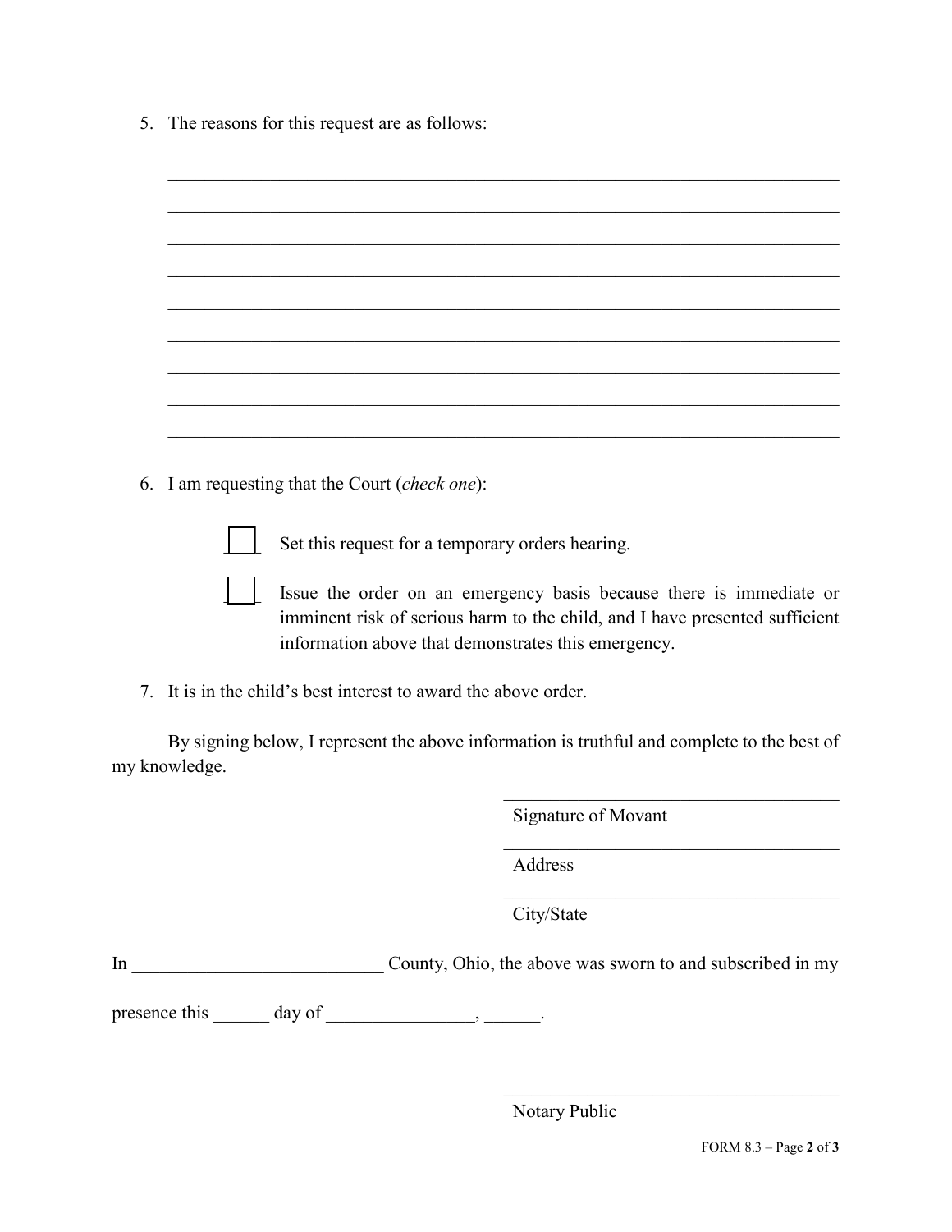5. The reasons for this request are as follows:

_______________________________________________________________________

_______________________________________________________________________

_______________________________________________________________________

_______________________________________________________________________

_______________________________________________________________________

_______________________________________________________________________

_______________________________________________________________________

_______________________________________________________________________

_______________________________________________________________________

6. I am requesting that the Court (*check one*):

   ☐ Set this request for a temporary orders hearing.

   ☐ Issue the order on an emergency basis because there is immediate or imminent risk of serious harm to the child, and I have presented sufficient information above that demonstrates this emergency.

7. It is in the child's best interest to award the above order.

By signing below, I represent the above information is truthful and complete to the best of my knowledge.

_______________________________
Signature of Movant

_______________________________
Address

_______________________________
City/State

In ___________________________ County, Ohio, the above was sworn to and subscribed in my presence this ______ day of ________________, ______.

_______________________________
Notary Public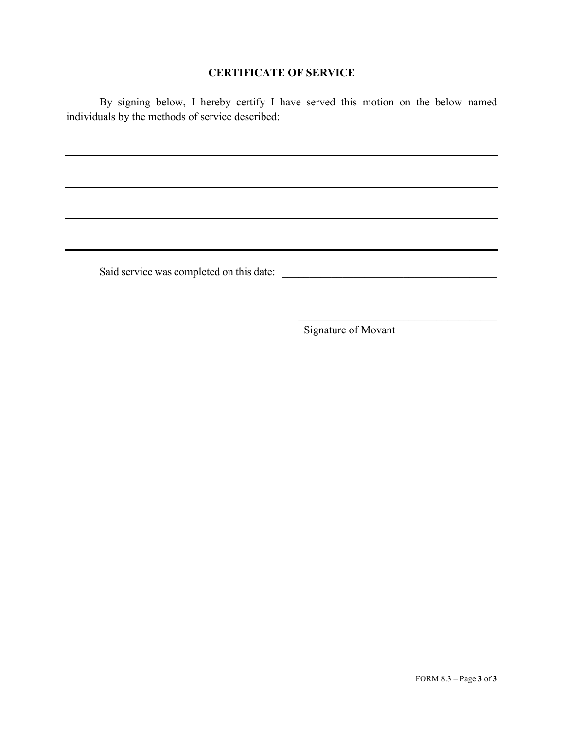## CERTIFICATE OF SERVICE

By signing below, I hereby certify I have served this motion on the below named individuals by the methods of service described:

\_\_\_\_\_\_\_\_\_\_\_\_\_\_\_\_\_\_\_\_\_\_\_\_\_\_\_\_\_\_\_\_\_\_\_\_\_\_\_\_\_\_\_\_\_\_\_\_\_\_\_\_\_\_\_\_\_\_\_\_

\_\_\_\_\_\_\_\_\_\_\_\_\_\_\_\_\_\_\_\_\_\_\_\_\_\_\_\_\_\_\_\_\_\_\_\_\_\_\_\_\_\_\_\_\_\_\_\_\_\_\_\_\_\_\_\_\_\_\_\_

\_\_\_\_\_\_\_\_\_\_\_\_\_\_\_\_\_\_\_\_\_\_\_\_\_\_\_\_\_\_\_\_\_\_\_\_\_\_\_\_\_\_\_\_\_\_\_\_\_\_\_\_\_\_\_\_\_\_\_\_

\_\_\_\_\_\_\_\_\_\_\_\_\_\_\_\_\_\_\_\_\_\_\_\_\_\_\_\_\_\_\_\_\_\_\_\_\_\_\_\_\_\_\_\_\_\_\_\_\_\_\_\_\_\_\_\_\_\_\_\_

Said service was completed on this date: \_\_\_\_\_\_\_\_\_\_\_\_\_\_\_\_\_\_\_\_\_\_\_\_\_\_\_\_\_\_\_\_\_\_\_\_

\_\_\_\_\_\_\_\_\_\_\_\_\_\_\_\_\_\_\_\_\_\_\_\_\_\_\_\_\_\_\_\_\_\_\_\_

Signature of Movant

FORM 8.3